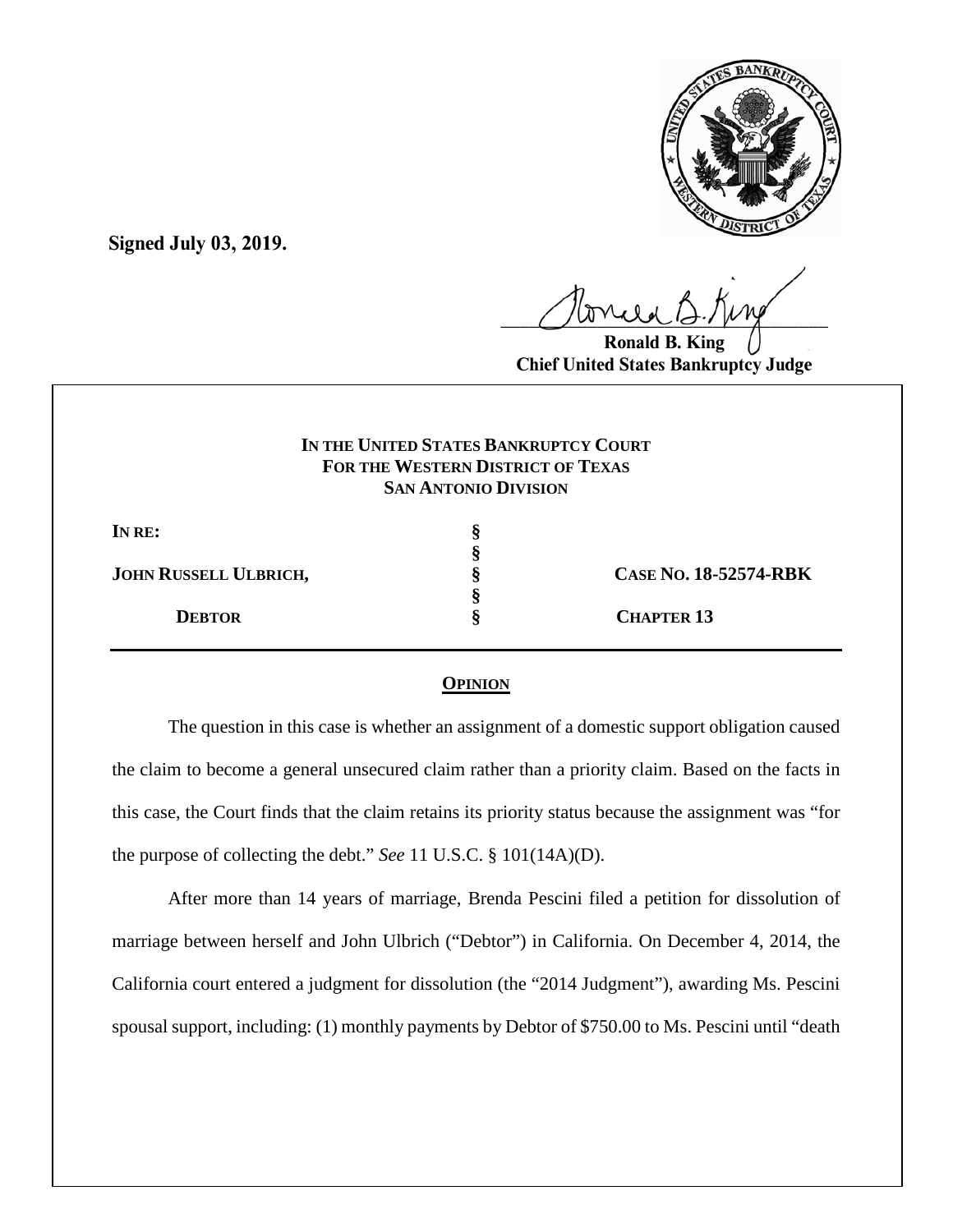**Signed July 03, 2019.**

Ronald B. King
**Chief United States Bankruptcy Judge**

**IN THE UNITED STATES BANKRUPTCY COURT**
**FOR THE WESTERN DISTRICT OF TEXAS**
**SAN ANTONIO DIVISION**

| | | |
|---|---|---|
| **IN RE:** | § | |
| | § | |
| **JOHN RUSSELL ULBRICH,** | § | **CASE NO. 18-52574-RBK** |
| | § | |
| **DEBTOR** | § | **CHAPTER 13** |

# OPINION

The question in this case is whether an assignment of a domestic support obligation caused the claim to become a general unsecured claim rather than a priority claim. Based on the facts in this case, the Court finds that the claim retains its priority status because the assignment was "for the purpose of collecting the debt." *See* 11 U.S.C. § 101(14A)(D).

After more than 14 years of marriage, Brenda Pescini filed a petition for dissolution of marriage between herself and John Ulbrich ("Debtor") in California. On December 4, 2014, the California court entered a judgment for dissolution (the "2014 Judgment"), awarding Ms. Pescini spousal support, including: (1) monthly payments by Debtor of $750.00 to Ms. Pescini until "death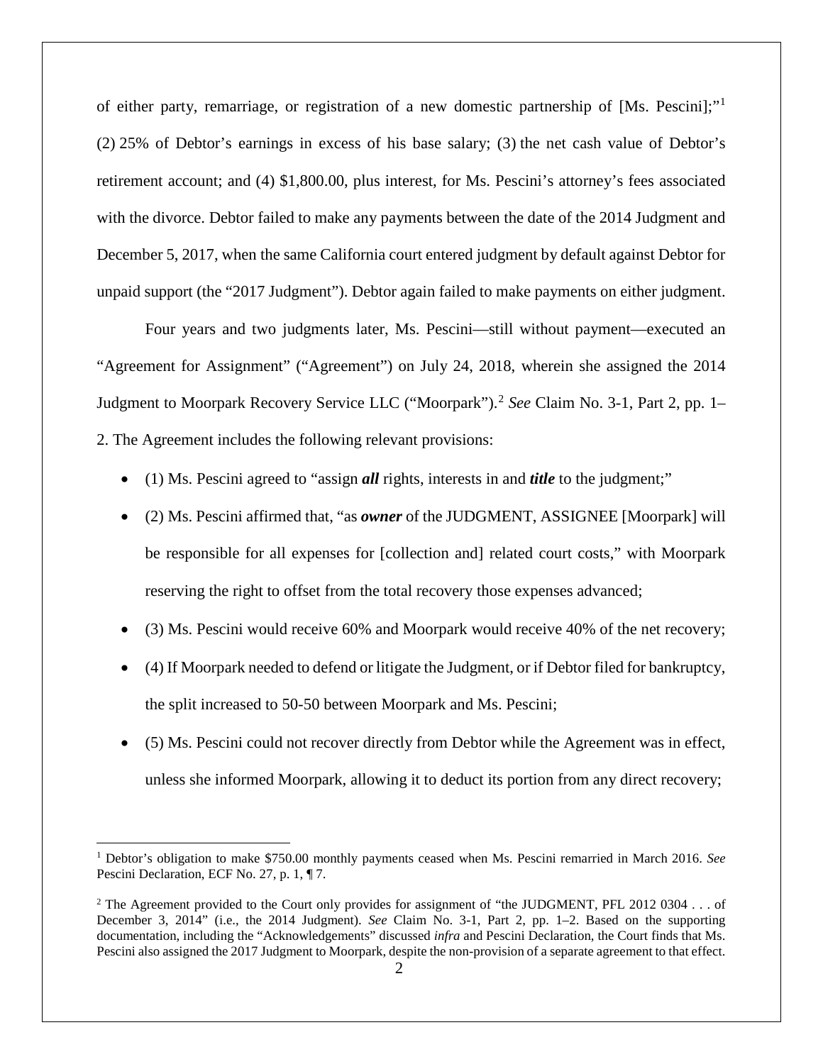of either party, remarriage, or registration of a new domestic partnership of [Ms. Pescini];"[1] (2) 25% of Debtor's earnings in excess of his base salary; (3) the net cash value of Debtor's retirement account; and (4) $1,800.00, plus interest, for Ms. Pescini's attorney's fees associated with the divorce. Debtor failed to make any payments between the date of the 2014 Judgment and December 5, 2017, when the same California court entered judgment by default against Debtor for unpaid support (the "2017 Judgment"). Debtor again failed to make payments on either judgment.

Four years and two judgments later, Ms. Pescini—still without payment—executed an "Agreement for Assignment" ("Agreement") on July 24, 2018, wherein she assigned the 2014 Judgment to Moorpark Recovery Service LLC ("Moorpark").[2] *See* Claim No. 3-1, Part 2, pp. 1–2. The Agreement includes the following relevant provisions:

- (1) Ms. Pescini agreed to "assign ***all*** rights, interests in and ***title*** to the judgment;"
- (2) Ms. Pescini affirmed that, "as ***owner*** of the JUDGMENT, ASSIGNEE [Moorpark] will be responsible for all expenses for [collection and] related court costs," with Moorpark reserving the right to offset from the total recovery those expenses advanced;
- (3) Ms. Pescini would receive 60% and Moorpark would receive 40% of the net recovery;
- (4) If Moorpark needed to defend or litigate the Judgment, or if Debtor filed for bankruptcy, the split increased to 50-50 between Moorpark and Ms. Pescini;
- (5) Ms. Pescini could not recover directly from Debtor while the Agreement was in effect, unless she informed Moorpark, allowing it to deduct its portion from any direct recovery;

---

[1] Debtor's obligation to make $750.00 monthly payments ceased when Ms. Pescini remarried in March 2016. *See* Pescini Declaration, ECF No. 27, p. 1, ¶ 7.

[2] The Agreement provided to the Court only provides for assignment of "the JUDGMENT, PFL 2012 0304 . . . of December 3, 2014" (i.e., the 2014 Judgment). *See* Claim No. 3-1, Part 2, pp. 1–2. Based on the supporting documentation, including the "Acknowledgements" discussed *infra* and Pescini Declaration, the Court finds that Ms. Pescini also assigned the 2017 Judgment to Moorpark, despite the non-provision of a separate agreement to that effect.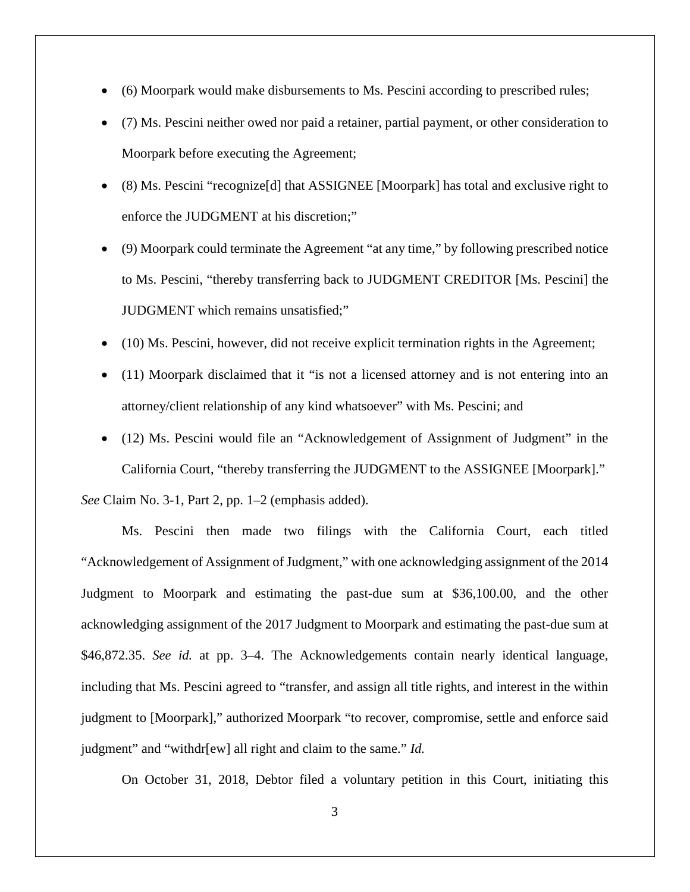- (6) Moorpark would make disbursements to Ms. Pescini according to prescribed rules;
- (7) Ms. Pescini neither owed nor paid a retainer, partial payment, or other consideration to Moorpark before executing the Agreement;
- (8) Ms. Pescini "recognize[d] that ASSIGNEE [Moorpark] has total and exclusive right to enforce the JUDGMENT at his discretion;"
- (9) Moorpark could terminate the Agreement "at any time," by following prescribed notice to Ms. Pescini, "thereby transferring back to JUDGMENT CREDITOR [Ms. Pescini] the JUDGMENT which remains unsatisfied;"
- (10) Ms. Pescini, however, did not receive explicit termination rights in the Agreement;
- (11) Moorpark disclaimed that it "is not a licensed attorney and is not entering into an attorney/client relationship of any kind whatsoever" with Ms. Pescini; and
- (12) Ms. Pescini would file an "Acknowledgement of Assignment of Judgment" in the California Court, "thereby transferring the JUDGMENT to the ASSIGNEE [Moorpark]."

*See* Claim No. 3-1, Part 2, pp. 1–2 (emphasis added).

Ms. Pescini then made two filings with the California Court, each titled "Acknowledgement of Assignment of Judgment," with one acknowledging assignment of the 2014 Judgment to Moorpark and estimating the past-due sum at $36,100.00, and the other acknowledging assignment of the 2017 Judgment to Moorpark and estimating the past-due sum at $46,872.35. *See id.* at pp. 3–4. The Acknowledgements contain nearly identical language, including that Ms. Pescini agreed to "transfer, and assign all title rights, and interest in the within judgment to [Moorpark]," authorized Moorpark "to recover, compromise, settle and enforce said judgment" and "withdr[ew] all right and claim to the same." *Id.*

On October 31, 2018, Debtor filed a voluntary petition in this Court, initiating this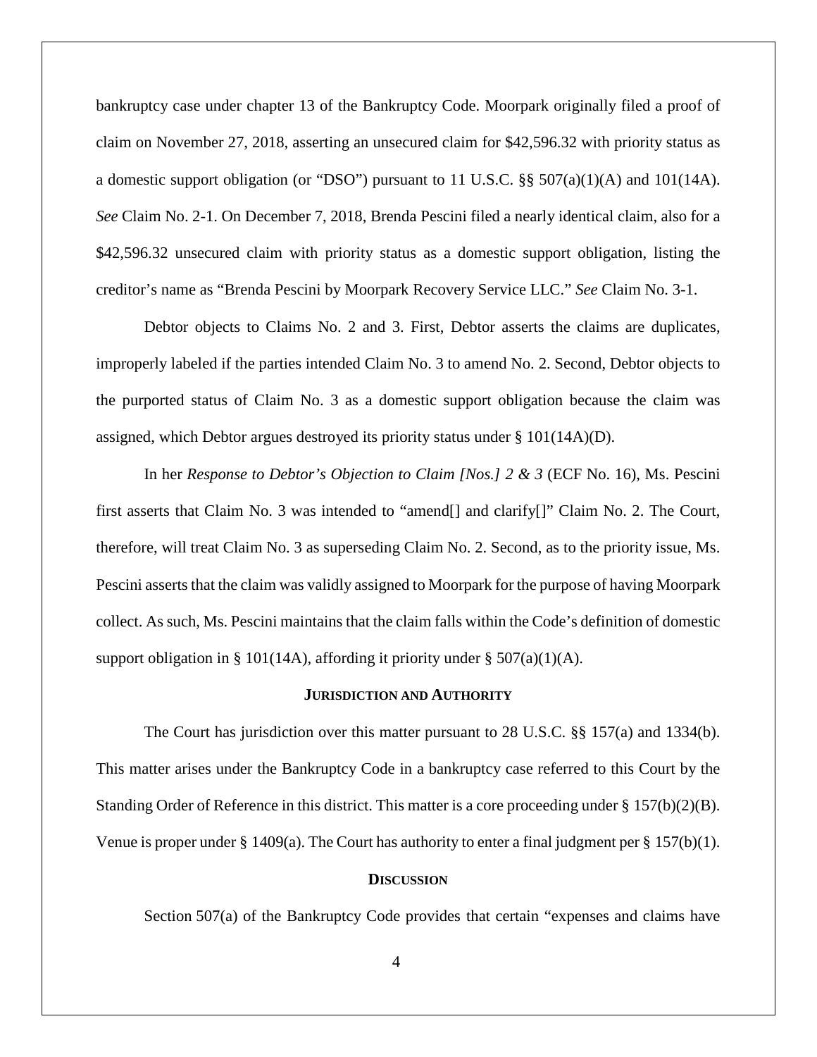bankruptcy case under chapter 13 of the Bankruptcy Code. Moorpark originally filed a proof of claim on November 27, 2018, asserting an unsecured claim for $42,596.32 with priority status as a domestic support obligation (or "DSO") pursuant to 11 U.S.C. §§ 507(a)(1)(A) and 101(14A). *See* Claim No. 2-1. On December 7, 2018, Brenda Pescini filed a nearly identical claim, also for a $42,596.32 unsecured claim with priority status as a domestic support obligation, listing the creditor's name as "Brenda Pescini by Moorpark Recovery Service LLC." *See* Claim No. 3-1.

Debtor objects to Claims No. 2 and 3. First, Debtor asserts the claims are duplicates, improperly labeled if the parties intended Claim No. 3 to amend No. 2. Second, Debtor objects to the purported status of Claim No. 3 as a domestic support obligation because the claim was assigned, which Debtor argues destroyed its priority status under § 101(14A)(D).

In her *Response to Debtor's Objection to Claim [Nos.] 2 & 3* (ECF No. 16), Ms. Pescini first asserts that Claim No. 3 was intended to "amend[] and clarify[]" Claim No. 2. The Court, therefore, will treat Claim No. 3 as superseding Claim No. 2. Second, as to the priority issue, Ms. Pescini asserts that the claim was validly assigned to Moorpark for the purpose of having Moorpark collect. As such, Ms. Pescini maintains that the claim falls within the Code's definition of domestic support obligation in § 101(14A), affording it priority under § 507(a)(1)(A).

## JURISDICTION AND AUTHORITY

The Court has jurisdiction over this matter pursuant to 28 U.S.C. §§ 157(a) and 1334(b). This matter arises under the Bankruptcy Code in a bankruptcy case referred to this Court by the Standing Order of Reference in this district. This matter is a core proceeding under § 157(b)(2)(B). Venue is proper under § 1409(a). The Court has authority to enter a final judgment per § 157(b)(1).

## DISCUSSION

Section 507(a) of the Bankruptcy Code provides that certain "expenses and claims have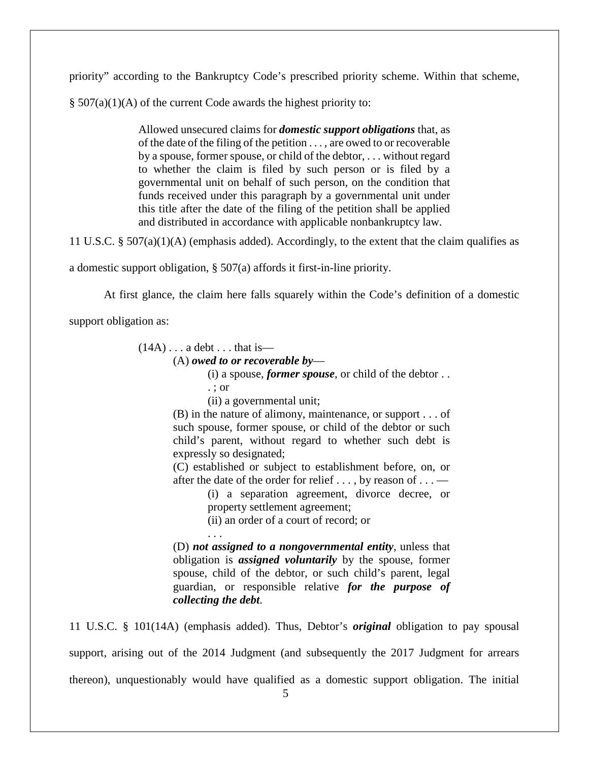priority" according to the Bankruptcy Code's prescribed priority scheme. Within that scheme, § 507(a)(1)(A) of the current Code awards the highest priority to:

> Allowed unsecured claims for ***domestic support obligations*** that, as of the date of the filing of the petition . . . , are owed to or recoverable by a spouse, former spouse, or child of the debtor, . . . without regard to whether the claim is filed by such person or is filed by a governmental unit on behalf of such person, on the condition that funds received under this paragraph by a governmental unit under this title after the date of the filing of the petition shall be applied and distributed in accordance with applicable nonbankruptcy law.

11 U.S.C. § 507(a)(1)(A) (emphasis added). Accordingly, to the extent that the claim qualifies as a domestic support obligation, § 507(a) affords it first-in-line priority.

At first glance, the claim here falls squarely within the Code's definition of a domestic support obligation as:

> (14A) . . . a debt . . . that is—
>
> (A) ***owed to or recoverable by***—
>
> (i) a spouse, ***former spouse***, or child of the debtor . . . ; or
>
> (ii) a governmental unit;
>
> (B) in the nature of alimony, maintenance, or support . . . of such spouse, former spouse, or child of the debtor or such child's parent, without regard to whether such debt is expressly so designated;
>
> (C) established or subject to establishment before, on, or after the date of the order for relief . . . , by reason of . . . —
>
> (i) a separation agreement, divorce decree, or property settlement agreement;
>
> (ii) an order of a court of record; or
>
> . . .
>
> (D) ***not assigned to a nongovernmental entity***, unless that obligation is ***assigned voluntarily*** by the spouse, former spouse, child of the debtor, or such child's parent, legal guardian, or responsible relative ***for the purpose of collecting the debt***.

11 U.S.C. § 101(14A) (emphasis added). Thus, Debtor's ***original*** obligation to pay spousal support, arising out of the 2014 Judgment (and subsequently the 2017 Judgment for arrears thereon), unquestionably would have qualified as a domestic support obligation. The initial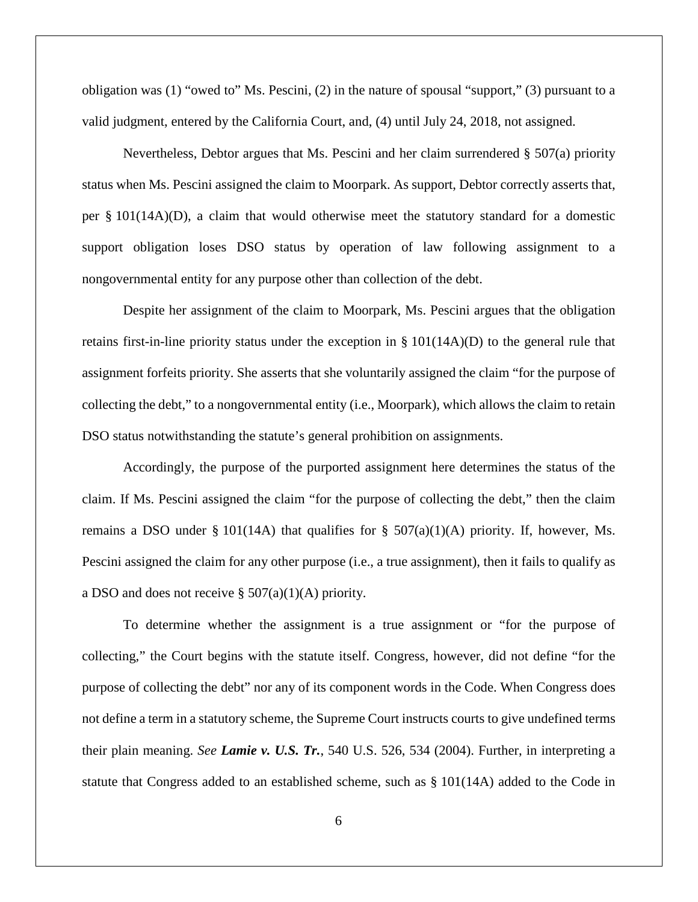obligation was (1) "owed to" Ms. Pescini, (2) in the nature of spousal "support," (3) pursuant to a valid judgment, entered by the California Court, and, (4) until July 24, 2018, not assigned.

Nevertheless, Debtor argues that Ms. Pescini and her claim surrendered § 507(a) priority status when Ms. Pescini assigned the claim to Moorpark. As support, Debtor correctly asserts that, per § 101(14A)(D), a claim that would otherwise meet the statutory standard for a domestic support obligation loses DSO status by operation of law following assignment to a nongovernmental entity for any purpose other than collection of the debt.

Despite her assignment of the claim to Moorpark, Ms. Pescini argues that the obligation retains first-in-line priority status under the exception in § 101(14A)(D) to the general rule that assignment forfeits priority. She asserts that she voluntarily assigned the claim "for the purpose of collecting the debt," to a nongovernmental entity (i.e., Moorpark), which allows the claim to retain DSO status notwithstanding the statute's general prohibition on assignments.

Accordingly, the purpose of the purported assignment here determines the status of the claim. If Ms. Pescini assigned the claim "for the purpose of collecting the debt," then the claim remains a DSO under § 101(14A) that qualifies for § 507(a)(1)(A) priority. If, however, Ms. Pescini assigned the claim for any other purpose (i.e., a true assignment), then it fails to qualify as a DSO and does not receive § 507(a)(1)(A) priority.

To determine whether the assignment is a true assignment or "for the purpose of collecting," the Court begins with the statute itself. Congress, however, did not define "for the purpose of collecting the debt" nor any of its component words in the Code. When Congress does not define a term in a statutory scheme, the Supreme Court instructs courts to give undefined terms their plain meaning. *See* ***Lamie v. U.S. Tr.***, 540 U.S. 526, 534 (2004). Further, in interpreting a statute that Congress added to an established scheme, such as § 101(14A) added to the Code in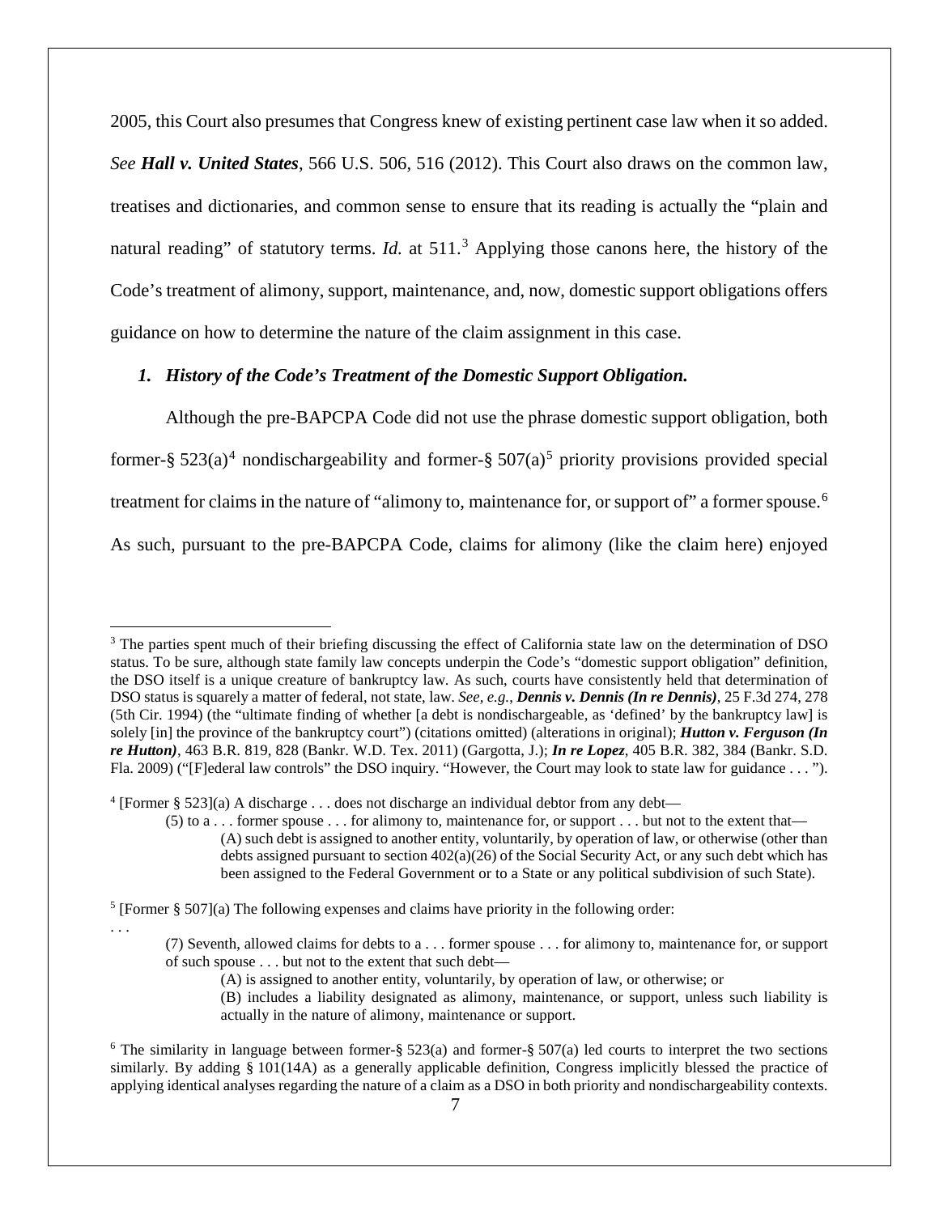2005, this Court also presumes that Congress knew of existing pertinent case law when it so added. *See* ***Hall v. United States***, 566 U.S. 506, 516 (2012). This Court also draws on the common law, treatises and dictionaries, and common sense to ensure that its reading is actually the "plain and natural reading" of statutory terms. *Id.* at 511.[3] Applying those canons here, the history of the Code's treatment of alimony, support, maintenance, and, now, domestic support obligations offers guidance on how to determine the nature of the claim assignment in this case.

### *1. History of the Code's Treatment of the Domestic Support Obligation.*

Although the pre-BAPCPA Code did not use the phrase domestic support obligation, both former-§ 523(a)[4] nondischargeability and former-§ 507(a)[5] priority provisions provided special treatment for claims in the nature of "alimony to, maintenance for, or support of" a former spouse.[6] As such, pursuant to the pre-BAPCPA Code, claims for alimony (like the claim here) enjoyed

---

[3] The parties spent much of their briefing discussing the effect of California state law on the determination of DSO status. To be sure, although state family law concepts underpin the Code's "domestic support obligation" definition, the DSO itself is a unique creature of bankruptcy law. As such, courts have consistently held that determination of DSO status is squarely a matter of federal, not state, law. *See, e.g.*, ***Dennis v. Dennis (In re Dennis)***, 25 F.3d 274, 278 (5th Cir. 1994) (the "ultimate finding of whether [a debt is nondischargeable, as 'defined' by the bankruptcy law] is solely [in] the province of the bankruptcy court") (citations omitted) (alterations in original); ***Hutton v. Ferguson (In re Hutton)***, 463 B.R. 819, 828 (Bankr. W.D. Tex. 2011) (Gargotta, J.); ***In re Lopez***, 405 B.R. 382, 384 (Bankr. S.D. Fla. 2009) ("[F]ederal law controls" the DSO inquiry. "However, the Court may look to state law for guidance . . . ").

[4] [Former § 523](a) A discharge . . . does not discharge an individual debtor from any debt—

> (5) to a . . . former spouse . . . for alimony to, maintenance for, or support . . . but not to the extent that—
>
> > (A) such debt is assigned to another entity, voluntarily, by operation of law, or otherwise (other than debts assigned pursuant to section 402(a)(26) of the Social Security Act, or any such debt which has been assigned to the Federal Government or to a State or any political subdivision of such State).

[5] [Former § 507](a) The following expenses and claims have priority in the following order:

. . .

> (7) Seventh, allowed claims for debts to a . . . former spouse . . . for alimony to, maintenance for, or support of such spouse . . . but not to the extent that such debt—
>
> > (A) is assigned to another entity, voluntarily, by operation of law, or otherwise; or
> >
> > (B) includes a liability designated as alimony, maintenance, or support, unless such liability is actually in the nature of alimony, maintenance or support.

[6] The similarity in language between former-§ 523(a) and former-§ 507(a) led courts to interpret the two sections similarly. By adding § 101(14A) as a generally applicable definition, Congress implicitly blessed the practice of applying identical analyses regarding the nature of a claim as a DSO in both priority and nondischargeability contexts.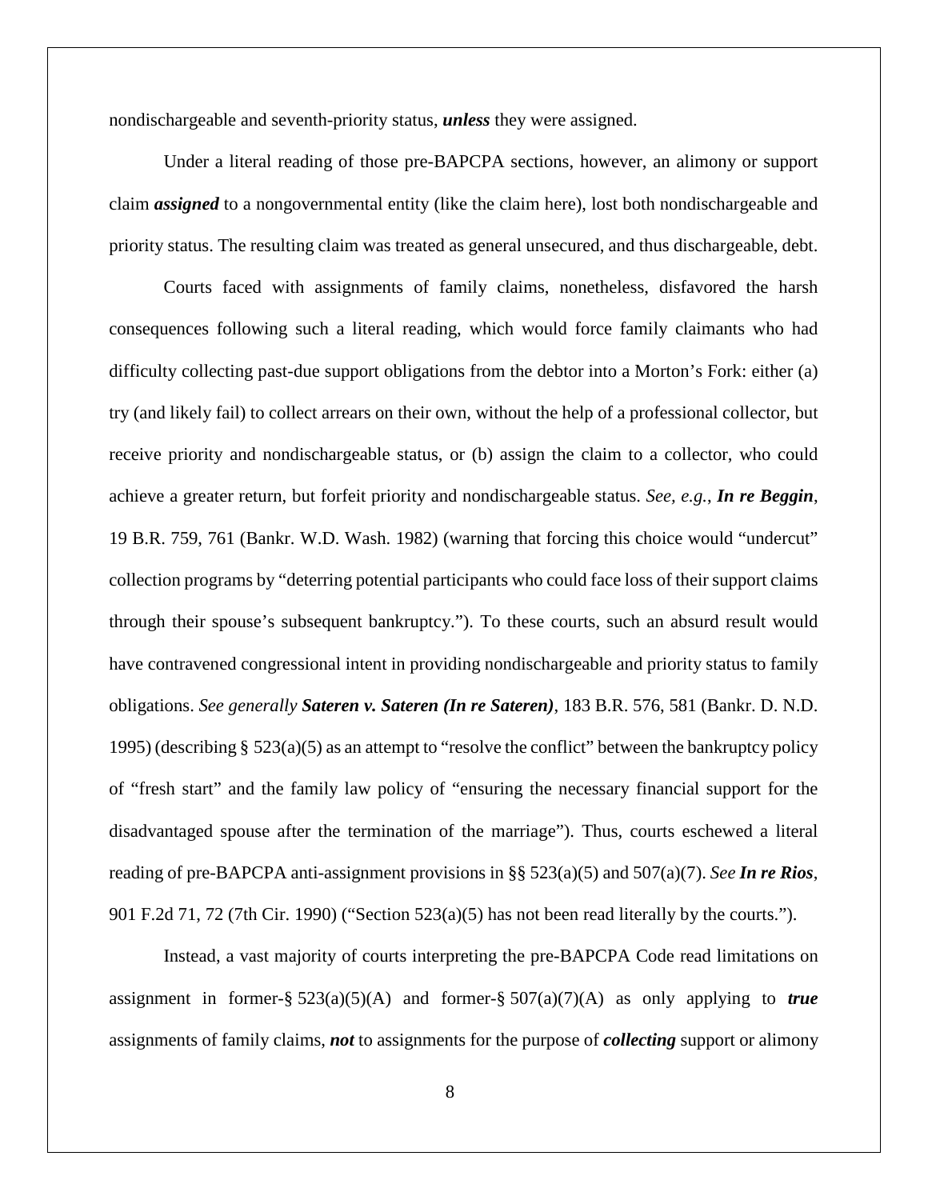nondischargeable and seventh-priority status, ***unless*** they were assigned.

Under a literal reading of those pre-BAPCPA sections, however, an alimony or support claim ***assigned*** to a nongovernmental entity (like the claim here), lost both nondischargeable and priority status. The resulting claim was treated as general unsecured, and thus dischargeable, debt.

Courts faced with assignments of family claims, nonetheless, disfavored the harsh consequences following such a literal reading, which would force family claimants who had difficulty collecting past-due support obligations from the debtor into a Morton's Fork: either (a) try (and likely fail) to collect arrears on their own, without the help of a professional collector, but receive priority and nondischargeable status, or (b) assign the claim to a collector, who could achieve a greater return, but forfeit priority and nondischargeable status. *See, e.g.*, ***In re Beggin***, 19 B.R. 759, 761 (Bankr. W.D. Wash. 1982) (warning that forcing this choice would "undercut" collection programs by "deterring potential participants who could face loss of their support claims through their spouse's subsequent bankruptcy."). To these courts, such an absurd result would have contravened congressional intent in providing nondischargeable and priority status to family obligations. *See generally* ***Sateren v. Sateren (In re Sateren)***, 183 B.R. 576, 581 (Bankr. D. N.D. 1995) (describing § 523(a)(5) as an attempt to "resolve the conflict" between the bankruptcy policy of "fresh start" and the family law policy of "ensuring the necessary financial support for the disadvantaged spouse after the termination of the marriage"). Thus, courts eschewed a literal reading of pre-BAPCPA anti-assignment provisions in §§ 523(a)(5) and 507(a)(7). *See* ***In re Rios***, 901 F.2d 71, 72 (7th Cir. 1990) ("Section 523(a)(5) has not been read literally by the courts.").

Instead, a vast majority of courts interpreting the pre-BAPCPA Code read limitations on assignment in former-§ 523(a)(5)(A) and former-§ 507(a)(7)(A) as only applying to ***true*** assignments of family claims, ***not*** to assignments for the purpose of ***collecting*** support or alimony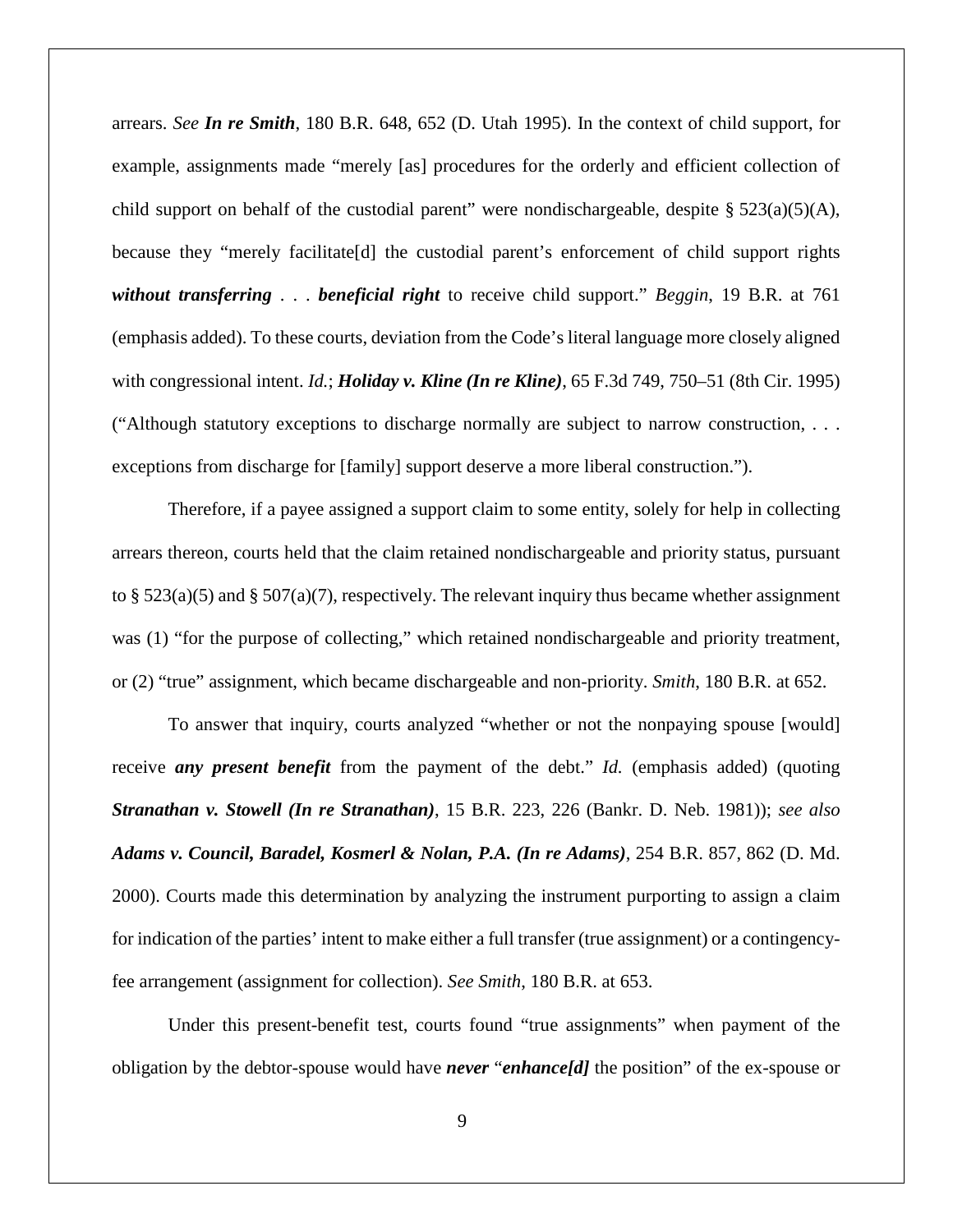arrears. *See* ***In re Smith***, 180 B.R. 648, 652 (D. Utah 1995). In the context of child support, for example, assignments made "merely [as] procedures for the orderly and efficient collection of child support on behalf of the custodial parent" were nondischargeable, despite § 523(a)(5)(A), because they "merely facilitate[d] the custodial parent's enforcement of child support rights ***without transferring*** . . . ***beneficial right*** to receive child support." *Beggin*, 19 B.R. at 761 (emphasis added). To these courts, deviation from the Code's literal language more closely aligned with congressional intent. *Id.*; ***Holiday v. Kline (In re Kline)***, 65 F.3d 749, 750–51 (8th Cir. 1995) ("Although statutory exceptions to discharge normally are subject to narrow construction, . . . exceptions from discharge for [family] support deserve a more liberal construction.").

Therefore, if a payee assigned a support claim to some entity, solely for help in collecting arrears thereon, courts held that the claim retained nondischargeable and priority status, pursuant to § 523(a)(5) and § 507(a)(7), respectively. The relevant inquiry thus became whether assignment was (1) "for the purpose of collecting," which retained nondischargeable and priority treatment, or (2) "true" assignment, which became dischargeable and non-priority. *Smith*, 180 B.R. at 652.

To answer that inquiry, courts analyzed "whether or not the nonpaying spouse [would] receive ***any present benefit*** from the payment of the debt." *Id.* (emphasis added) (quoting ***Stranathan v. Stowell (In re Stranathan)***, 15 B.R. 223, 226 (Bankr. D. Neb. 1981)); *see also* ***Adams v. Council, Baradel, Kosmerl & Nolan, P.A. (In re Adams)***, 254 B.R. 857, 862 (D. Md. 2000). Courts made this determination by analyzing the instrument purporting to assign a claim for indication of the parties' intent to make either a full transfer (true assignment) or a contingency-fee arrangement (assignment for collection). *See Smith*, 180 B.R. at 653.

Under this present-benefit test, courts found "true assignments" when payment of the obligation by the debtor-spouse would have ***never*** "***enhance[d]*** the position" of the ex-spouse or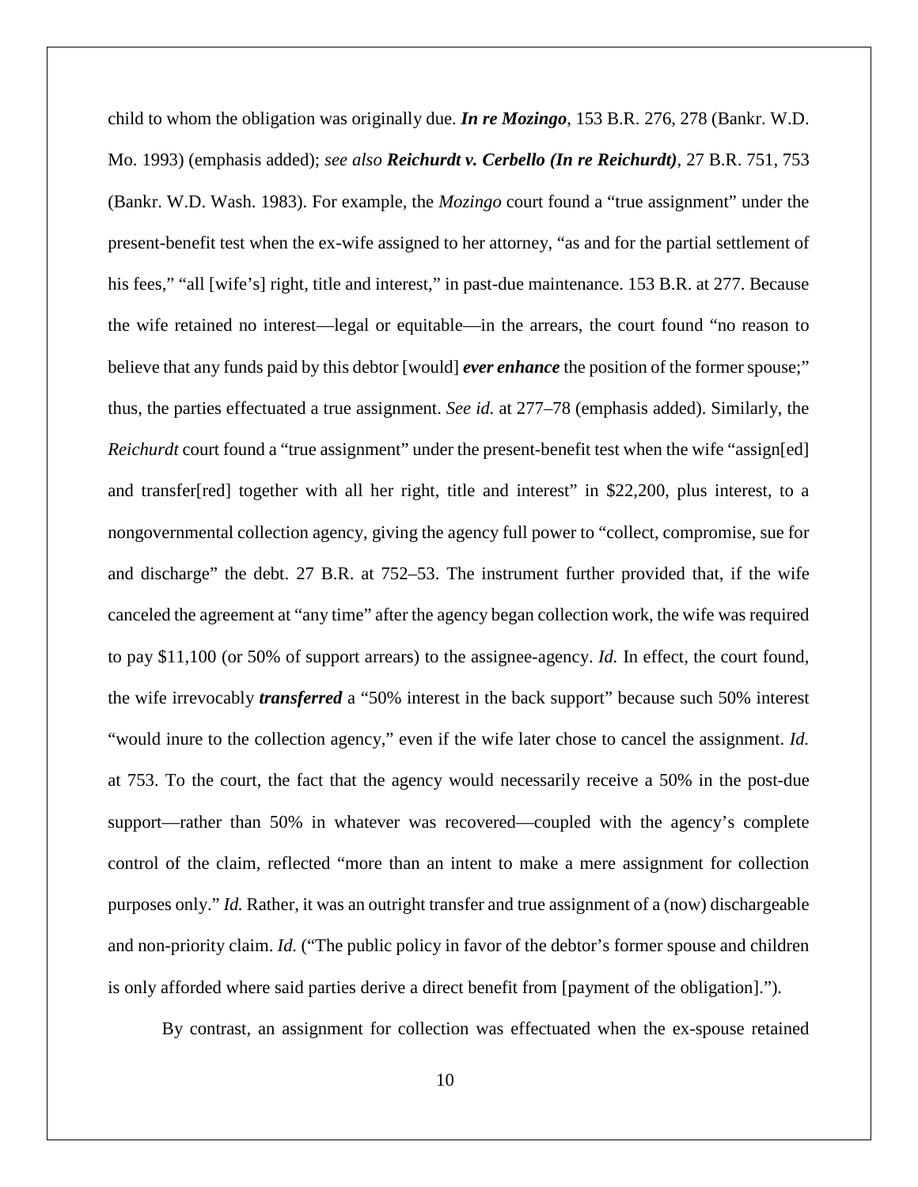child to whom the obligation was originally due. ***In re Mozingo***, 153 B.R. 276, 278 (Bankr. W.D. Mo. 1993) (emphasis added); *see also* ***Reichurdt v. Cerbello (In re Reichurdt)***, 27 B.R. 751, 753 (Bankr. W.D. Wash. 1983). For example, the *Mozingo* court found a "true assignment" under the present-benefit test when the ex-wife assigned to her attorney, "as and for the partial settlement of his fees," "all [wife's] right, title and interest," in past-due maintenance. 153 B.R. at 277. Because the wife retained no interest—legal or equitable—in the arrears, the court found "no reason to believe that any funds paid by this debtor [would] ***ever enhance*** the position of the former spouse;" thus, the parties effectuated a true assignment. *See id.* at 277–78 (emphasis added). Similarly, the *Reichurdt* court found a "true assignment" under the present-benefit test when the wife "assign[ed] and transfer[red] together with all her right, title and interest" in $22,200, plus interest, to a nongovernmental collection agency, giving the agency full power to "collect, compromise, sue for and discharge" the debt. 27 B.R. at 752–53. The instrument further provided that, if the wife canceled the agreement at "any time" after the agency began collection work, the wife was required to pay $11,100 (or 50% of support arrears) to the assignee-agency. *Id.* In effect, the court found, the wife irrevocably ***transferred*** a "50% interest in the back support" because such 50% interest "would inure to the collection agency," even if the wife later chose to cancel the assignment. *Id.* at 753. To the court, the fact that the agency would necessarily receive a 50% in the post-due support—rather than 50% in whatever was recovered—coupled with the agency's complete control of the claim, reflected "more than an intent to make a mere assignment for collection purposes only." *Id.* Rather, it was an outright transfer and true assignment of a (now) dischargeable and non-priority claim. *Id.* ("The public policy in favor of the debtor's former spouse and children is only afforded where said parties derive a direct benefit from [payment of the obligation].").

By contrast, an assignment for collection was effectuated when the ex-spouse retained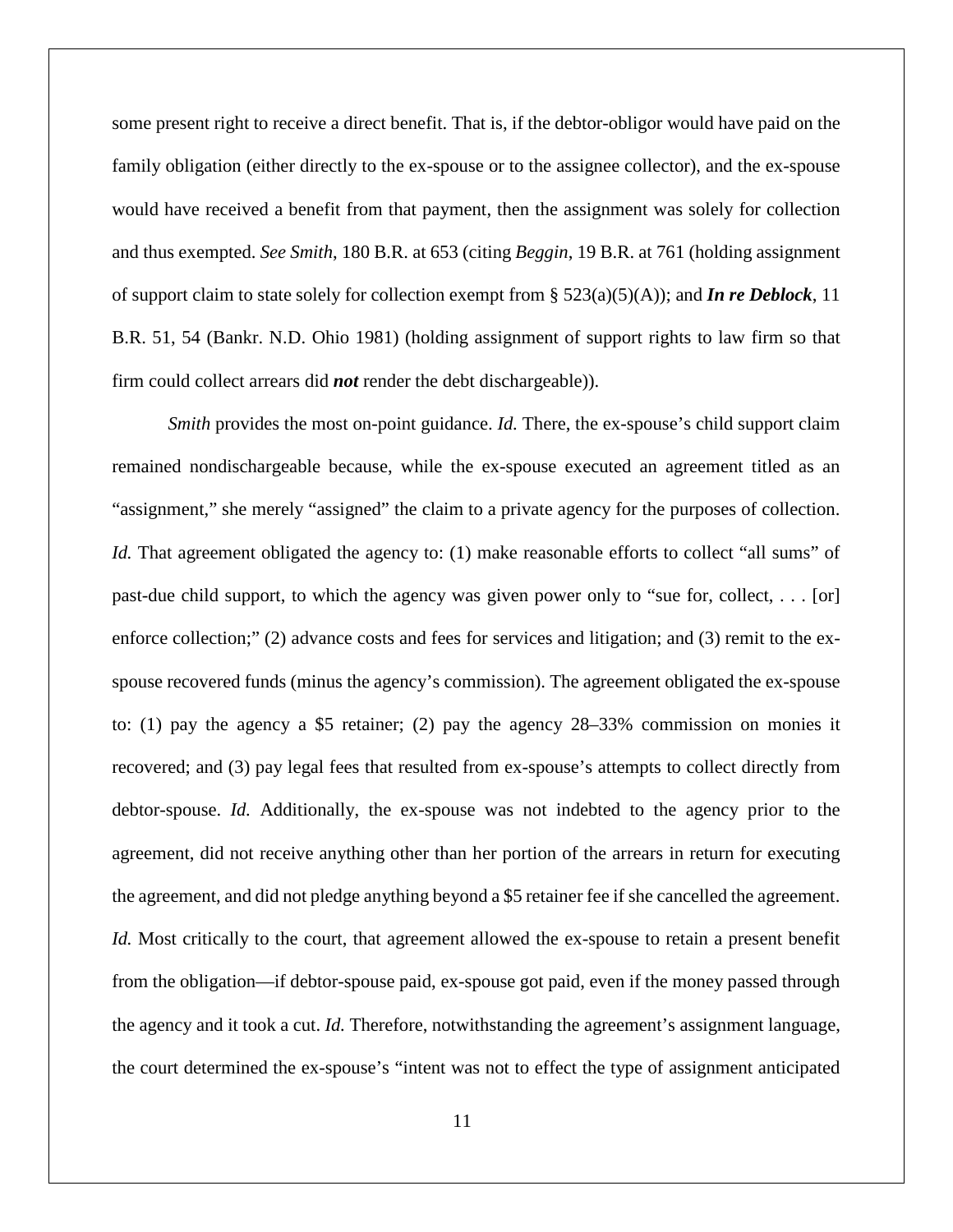some present right to receive a direct benefit. That is, if the debtor-obligor would have paid on the family obligation (either directly to the ex-spouse or to the assignee collector), and the ex-spouse would have received a benefit from that payment, then the assignment was solely for collection and thus exempted. *See Smith*, 180 B.R. at 653 (citing *Beggin*, 19 B.R. at 761 (holding assignment of support claim to state solely for collection exempt from § 523(a)(5)(A)); and ***In re Deblock***, 11 B.R. 51, 54 (Bankr. N.D. Ohio 1981) (holding assignment of support rights to law firm so that firm could collect arrears did ***not*** render the debt dischargeable)).

*Smith* provides the most on-point guidance. *Id.* There, the ex-spouse's child support claim remained nondischargeable because, while the ex-spouse executed an agreement titled as an "assignment," she merely "assigned" the claim to a private agency for the purposes of collection. *Id.* That agreement obligated the agency to: (1) make reasonable efforts to collect "all sums" of past-due child support, to which the agency was given power only to "sue for, collect, . . . [or] enforce collection;" (2) advance costs and fees for services and litigation; and (3) remit to the ex-spouse recovered funds (minus the agency's commission). The agreement obligated the ex-spouse to: (1) pay the agency a $5 retainer; (2) pay the agency 28–33% commission on monies it recovered; and (3) pay legal fees that resulted from ex-spouse's attempts to collect directly from debtor-spouse. *Id.* Additionally, the ex-spouse was not indebted to the agency prior to the agreement, did not receive anything other than her portion of the arrears in return for executing the agreement, and did not pledge anything beyond a $5 retainer fee if she cancelled the agreement. *Id.* Most critically to the court, that agreement allowed the ex-spouse to retain a present benefit from the obligation—if debtor-spouse paid, ex-spouse got paid, even if the money passed through the agency and it took a cut. *Id.* Therefore, notwithstanding the agreement's assignment language, the court determined the ex-spouse's "intent was not to effect the type of assignment anticipated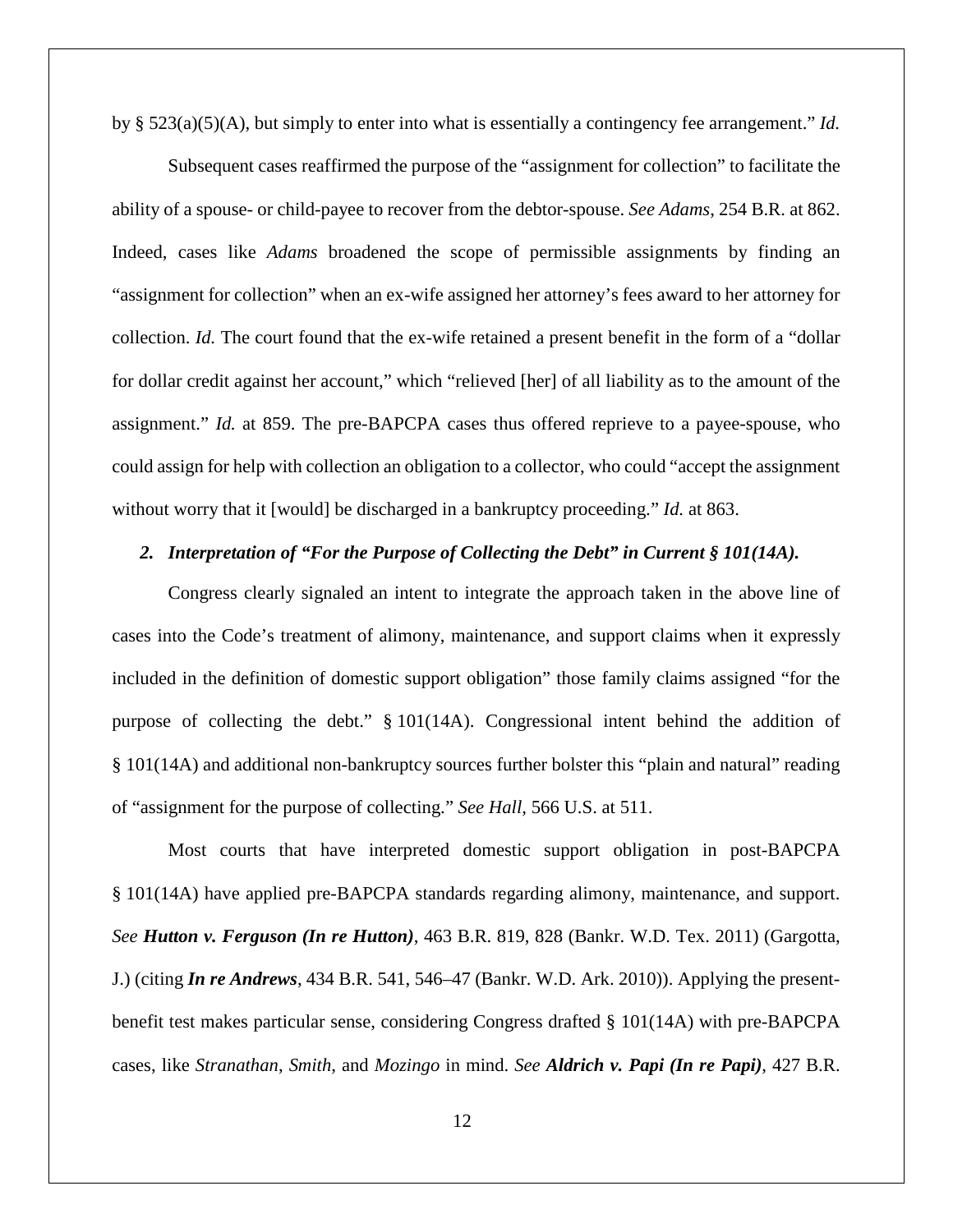by § 523(a)(5)(A), but simply to enter into what is essentially a contingency fee arrangement." *Id.*

Subsequent cases reaffirmed the purpose of the "assignment for collection" to facilitate the ability of a spouse- or child-payee to recover from the debtor-spouse. *See Adams*, 254 B.R. at 862. Indeed, cases like *Adams* broadened the scope of permissible assignments by finding an "assignment for collection" when an ex-wife assigned her attorney's fees award to her attorney for collection. *Id.* The court found that the ex-wife retained a present benefit in the form of a "dollar for dollar credit against her account," which "relieved [her] of all liability as to the amount of the assignment." *Id.* at 859. The pre-BAPCPA cases thus offered reprieve to a payee-spouse, who could assign for help with collection an obligation to a collector, who could "accept the assignment without worry that it [would] be discharged in a bankruptcy proceeding." *Id.* at 863.

### *2. Interpretation of "For the Purpose of Collecting the Debt" in Current § 101(14A).*

Congress clearly signaled an intent to integrate the approach taken in the above line of cases into the Code's treatment of alimony, maintenance, and support claims when it expressly included in the definition of domestic support obligation" those family claims assigned "for the purpose of collecting the debt." § 101(14A). Congressional intent behind the addition of § 101(14A) and additional non-bankruptcy sources further bolster this "plain and natural" reading of "assignment for the purpose of collecting." *See Hall*, 566 U.S. at 511.

Most courts that have interpreted domestic support obligation in post-BAPCPA § 101(14A) have applied pre-BAPCPA standards regarding alimony, maintenance, and support. *See* ***Hutton v. Ferguson (In re Hutton)***, 463 B.R. 819, 828 (Bankr. W.D. Tex. 2011) (Gargotta, J.) (citing ***In re Andrews***, 434 B.R. 541, 546–47 (Bankr. W.D. Ark. 2010)). Applying the present-benefit test makes particular sense, considering Congress drafted § 101(14A) with pre-BAPCPA cases, like *Stranathan*, *Smith*, and *Mozingo* in mind. *See* ***Aldrich v. Papi (In re Papi)***, 427 B.R.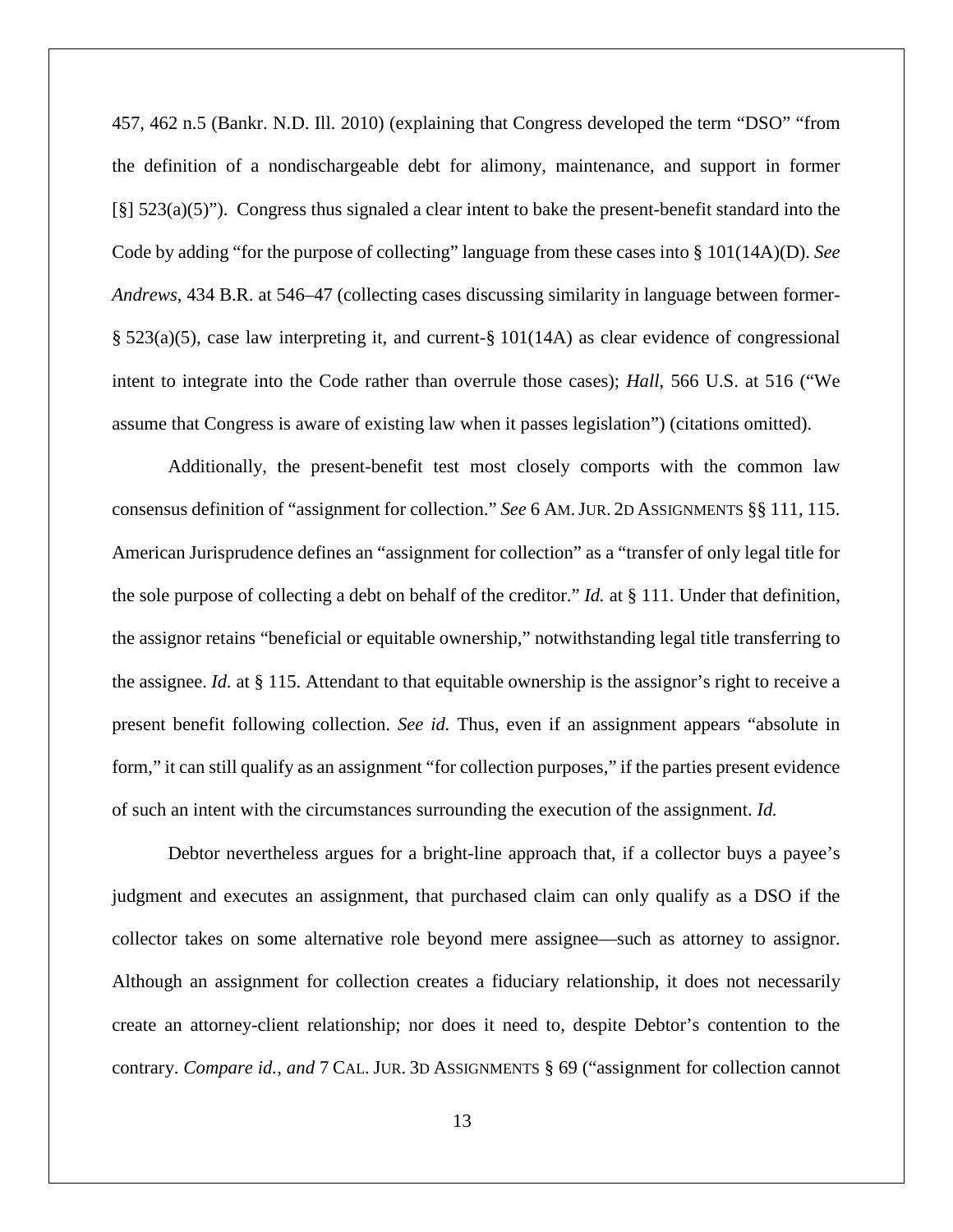457, 462 n.5 (Bankr. N.D. Ill. 2010) (explaining that Congress developed the term "DSO" "from the definition of a nondischargeable debt for alimony, maintenance, and support in former [§] 523(a)(5)"). Congress thus signaled a clear intent to bake the present-benefit standard into the Code by adding "for the purpose of collecting" language from these cases into § 101(14A)(D). *See Andrews*, 434 B.R. at 546–47 (collecting cases discussing similarity in language between former-§ 523(a)(5), case law interpreting it, and current-§ 101(14A) as clear evidence of congressional intent to integrate into the Code rather than overrule those cases); *Hall*, 566 U.S. at 516 ("We assume that Congress is aware of existing law when it passes legislation") (citations omitted).

Additionally, the present-benefit test most closely comports with the common law consensus definition of "assignment for collection." *See* 6 AM. JUR. 2D ASSIGNMENTS §§ 111, 115. American Jurisprudence defines an "assignment for collection" as a "transfer of only legal title for the sole purpose of collecting a debt on behalf of the creditor." *Id.* at § 111. Under that definition, the assignor retains "beneficial or equitable ownership," notwithstanding legal title transferring to the assignee. *Id.* at § 115. Attendant to that equitable ownership is the assignor's right to receive a present benefit following collection. *See id.* Thus, even if an assignment appears "absolute in form," it can still qualify as an assignment "for collection purposes," if the parties present evidence of such an intent with the circumstances surrounding the execution of the assignment. *Id.*

Debtor nevertheless argues for a bright-line approach that, if a collector buys a payee's judgment and executes an assignment, that purchased claim can only qualify as a DSO if the collector takes on some alternative role beyond mere assignee—such as attorney to assignor. Although an assignment for collection creates a fiduciary relationship, it does not necessarily create an attorney-client relationship; nor does it need to, despite Debtor's contention to the contrary. *Compare id.*, *and* 7 CAL. JUR. 3D ASSIGNMENTS § 69 ("assignment for collection cannot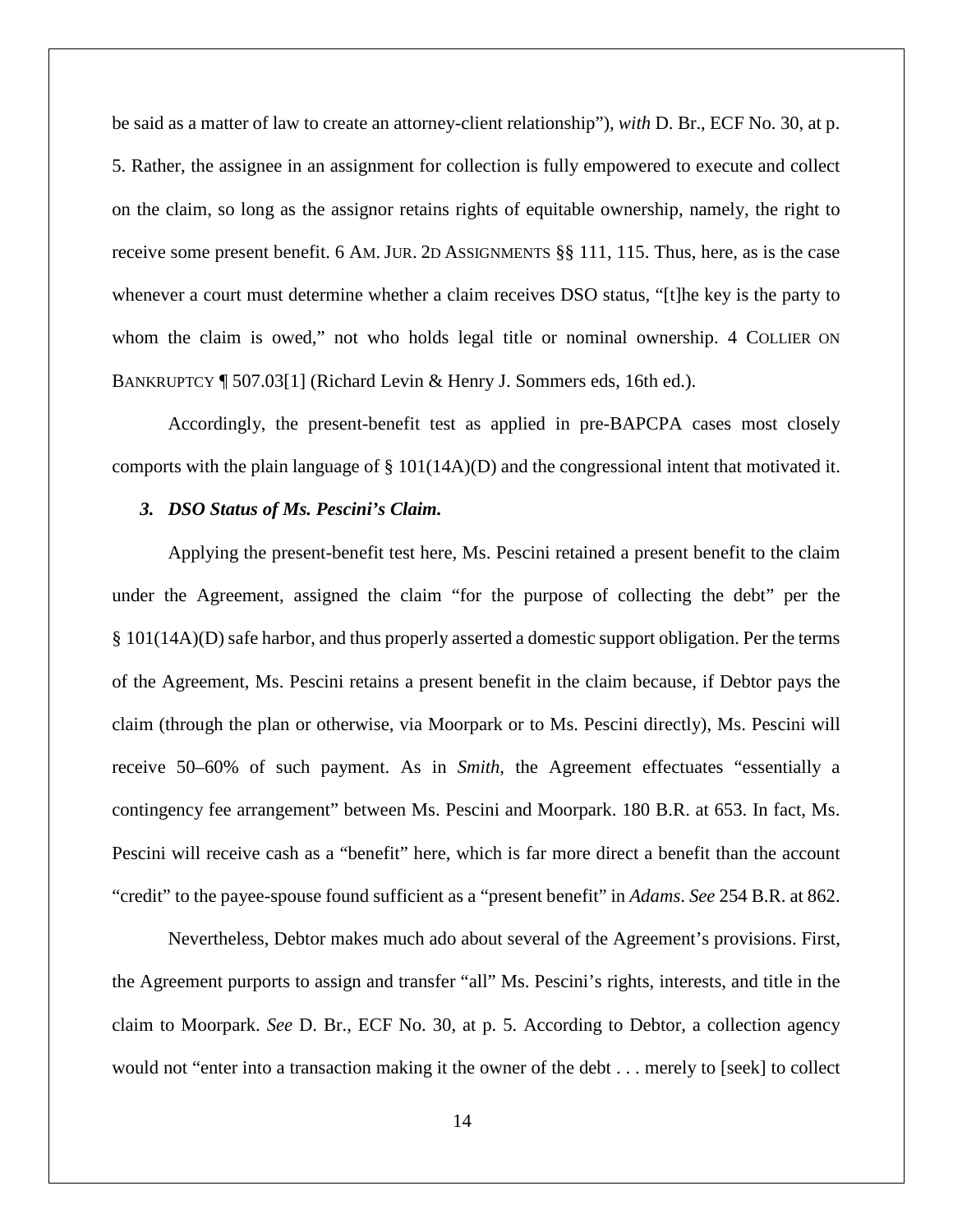be said as a matter of law to create an attorney-client relationship"), *with* D. Br., ECF No. 30, at p. 5. Rather, the assignee in an assignment for collection is fully empowered to execute and collect on the claim, so long as the assignor retains rights of equitable ownership, namely, the right to receive some present benefit. 6 AM. JUR. 2D ASSIGNMENTS §§ 111, 115. Thus, here, as is the case whenever a court must determine whether a claim receives DSO status, "[t]he key is the party to whom the claim is owed," not who holds legal title or nominal ownership. 4 COLLIER ON BANKRUPTCY ¶ 507.03[1] (Richard Levin & Henry J. Sommers eds, 16th ed.).

Accordingly, the present-benefit test as applied in pre-BAPCPA cases most closely comports with the plain language of § 101(14A)(D) and the congressional intent that motivated it.

### *3. DSO Status of Ms. Pescini's Claim.*

Applying the present-benefit test here, Ms. Pescini retained a present benefit to the claim under the Agreement, assigned the claim "for the purpose of collecting the debt" per the § 101(14A)(D) safe harbor, and thus properly asserted a domestic support obligation. Per the terms of the Agreement, Ms. Pescini retains a present benefit in the claim because, if Debtor pays the claim (through the plan or otherwise, via Moorpark or to Ms. Pescini directly), Ms. Pescini will receive 50–60% of such payment. As in *Smith*, the Agreement effectuates "essentially a contingency fee arrangement" between Ms. Pescini and Moorpark. 180 B.R. at 653. In fact, Ms. Pescini will receive cash as a "benefit" here, which is far more direct a benefit than the account "credit" to the payee-spouse found sufficient as a "present benefit" in *Adams*. *See* 254 B.R. at 862.

Nevertheless, Debtor makes much ado about several of the Agreement's provisions. First, the Agreement purports to assign and transfer "all" Ms. Pescini's rights, interests, and title in the claim to Moorpark. *See* D. Br., ECF No. 30, at p. 5. According to Debtor, a collection agency would not "enter into a transaction making it the owner of the debt . . . merely to [seek] to collect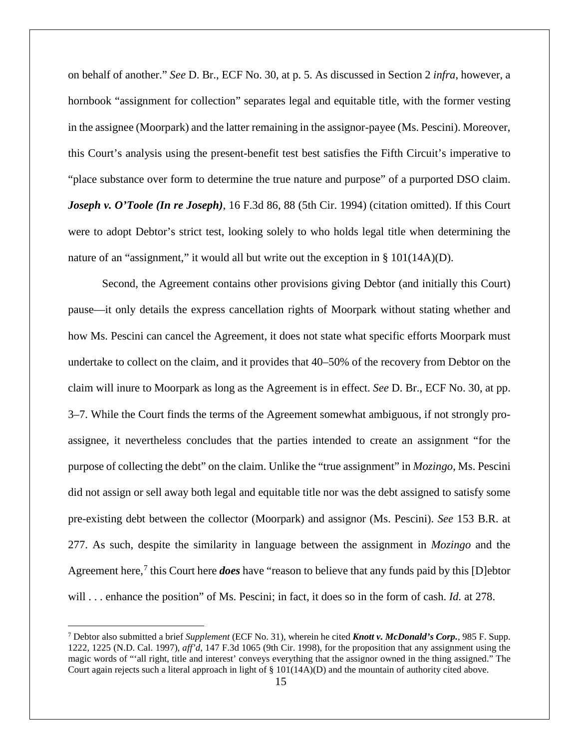on behalf of another." *See* D. Br., ECF No. 30, at p. 5. As discussed in Section 2 *infra*, however, a hornbook "assignment for collection" separates legal and equitable title, with the former vesting in the assignee (Moorpark) and the latter remaining in the assignor-payee (Ms. Pescini). Moreover, this Court's analysis using the present-benefit test best satisfies the Fifth Circuit's imperative to "place substance over form to determine the true nature and purpose" of a purported DSO claim. ***Joseph v. O'Toole (In re Joseph)***, 16 F.3d 86, 88 (5th Cir. 1994) (citation omitted). If this Court were to adopt Debtor's strict test, looking solely to who holds legal title when determining the nature of an "assignment," it would all but write out the exception in § 101(14A)(D).

Second, the Agreement contains other provisions giving Debtor (and initially this Court) pause—it only details the express cancellation rights of Moorpark without stating whether and how Ms. Pescini can cancel the Agreement, it does not state what specific efforts Moorpark must undertake to collect on the claim, and it provides that 40–50% of the recovery from Debtor on the claim will inure to Moorpark as long as the Agreement is in effect. *See* D. Br., ECF No. 30, at pp. 3–7. While the Court finds the terms of the Agreement somewhat ambiguous, if not strongly pro-assignee, it nevertheless concludes that the parties intended to create an assignment "for the purpose of collecting the debt" on the claim. Unlike the "true assignment" in *Mozingo*, Ms. Pescini did not assign or sell away both legal and equitable title nor was the debt assigned to satisfy some pre-existing debt between the collector (Moorpark) and assignor (Ms. Pescini). *See* 153 B.R. at 277. As such, despite the similarity in language between the assignment in *Mozingo* and the Agreement here,[7] this Court here ***does*** have "reason to believe that any funds paid by this [D]ebtor will . . . enhance the position" of Ms. Pescini; in fact, it does so in the form of cash. *Id.* at 278.

[7] Debtor also submitted a brief *Supplement* (ECF No. 31), wherein he cited ***Knott v. McDonald's Corp.***, 985 F. Supp. 1222, 1225 (N.D. Cal. 1997), *aff'd*, 147 F.3d 1065 (9th Cir. 1998), for the proposition that any assignment using the magic words of "'all right, title and interest' conveys everything that the assignor owned in the thing assigned." The Court again rejects such a literal approach in light of § 101(14A)(D) and the mountain of authority cited above.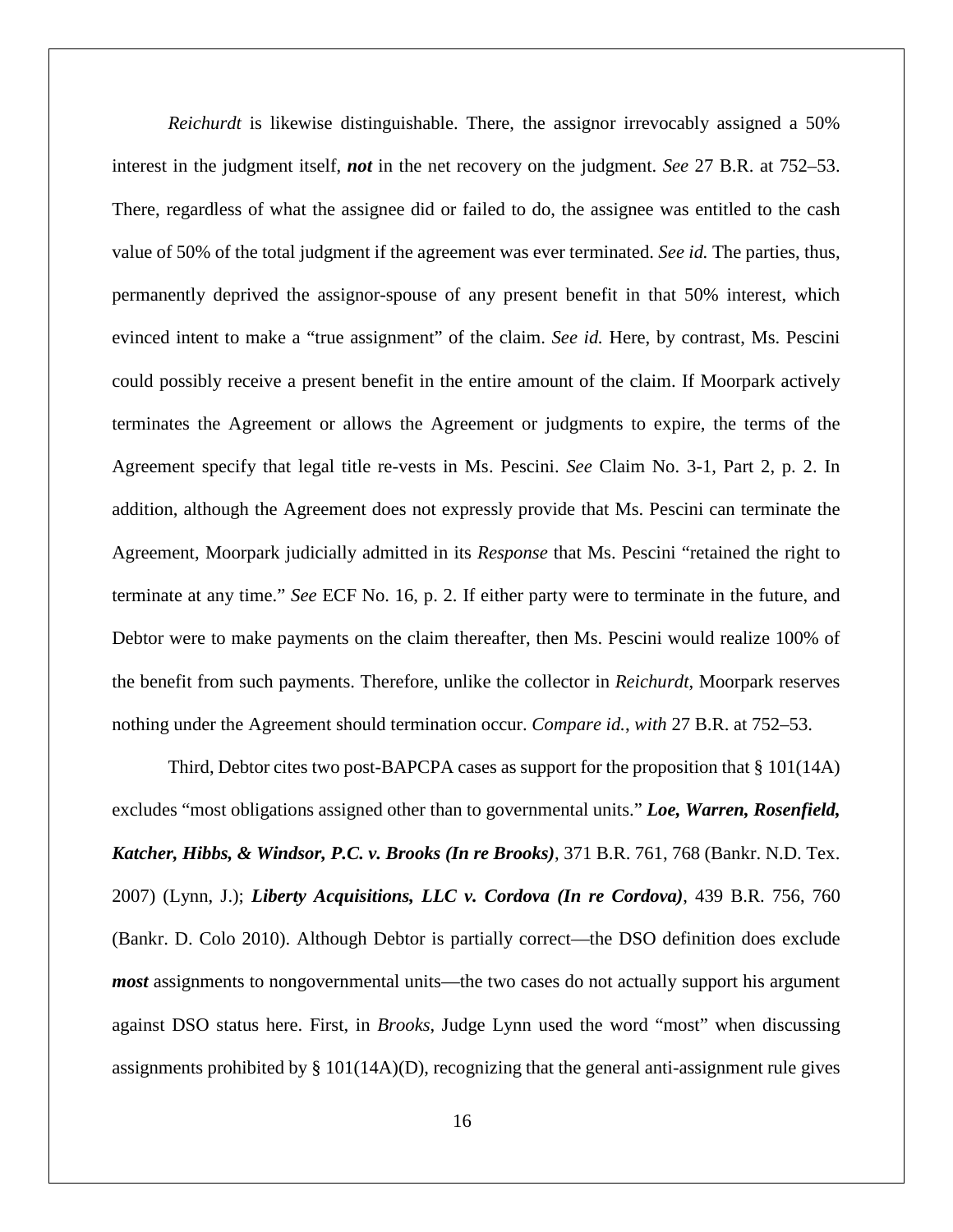*Reichurdt* is likewise distinguishable. There, the assignor irrevocably assigned a 50% interest in the judgment itself, ***not*** in the net recovery on the judgment. *See* 27 B.R. at 752–53. There, regardless of what the assignee did or failed to do, the assignee was entitled to the cash value of 50% of the total judgment if the agreement was ever terminated. *See id.* The parties, thus, permanently deprived the assignor-spouse of any present benefit in that 50% interest, which evinced intent to make a "true assignment" of the claim. *See id.* Here, by contrast, Ms. Pescini could possibly receive a present benefit in the entire amount of the claim. If Moorpark actively terminates the Agreement or allows the Agreement or judgments to expire, the terms of the Agreement specify that legal title re-vests in Ms. Pescini. *See* Claim No. 3-1, Part 2, p. 2. In addition, although the Agreement does not expressly provide that Ms. Pescini can terminate the Agreement, Moorpark judicially admitted in its *Response* that Ms. Pescini "retained the right to terminate at any time." *See* ECF No. 16, p. 2. If either party were to terminate in the future, and Debtor were to make payments on the claim thereafter, then Ms. Pescini would realize 100% of the benefit from such payments. Therefore, unlike the collector in *Reichurdt*, Moorpark reserves nothing under the Agreement should termination occur. *Compare id.*, *with* 27 B.R. at 752–53.

Third, Debtor cites two post-BAPCPA cases as support for the proposition that § 101(14A) excludes "most obligations assigned other than to governmental units." ***Loe, Warren, Rosenfield, Katcher, Hibbs, & Windsor, P.C. v. Brooks (In re Brooks)***, 371 B.R. 761, 768 (Bankr. N.D. Tex. 2007) (Lynn, J.); ***Liberty Acquisitions, LLC v. Cordova (In re Cordova)***, 439 B.R. 756, 760 (Bankr. D. Colo 2010). Although Debtor is partially correct—the DSO definition does exclude ***most*** assignments to nongovernmental units—the two cases do not actually support his argument against DSO status here. First, in *Brooks*, Judge Lynn used the word "most" when discussing assignments prohibited by § 101(14A)(D), recognizing that the general anti-assignment rule gives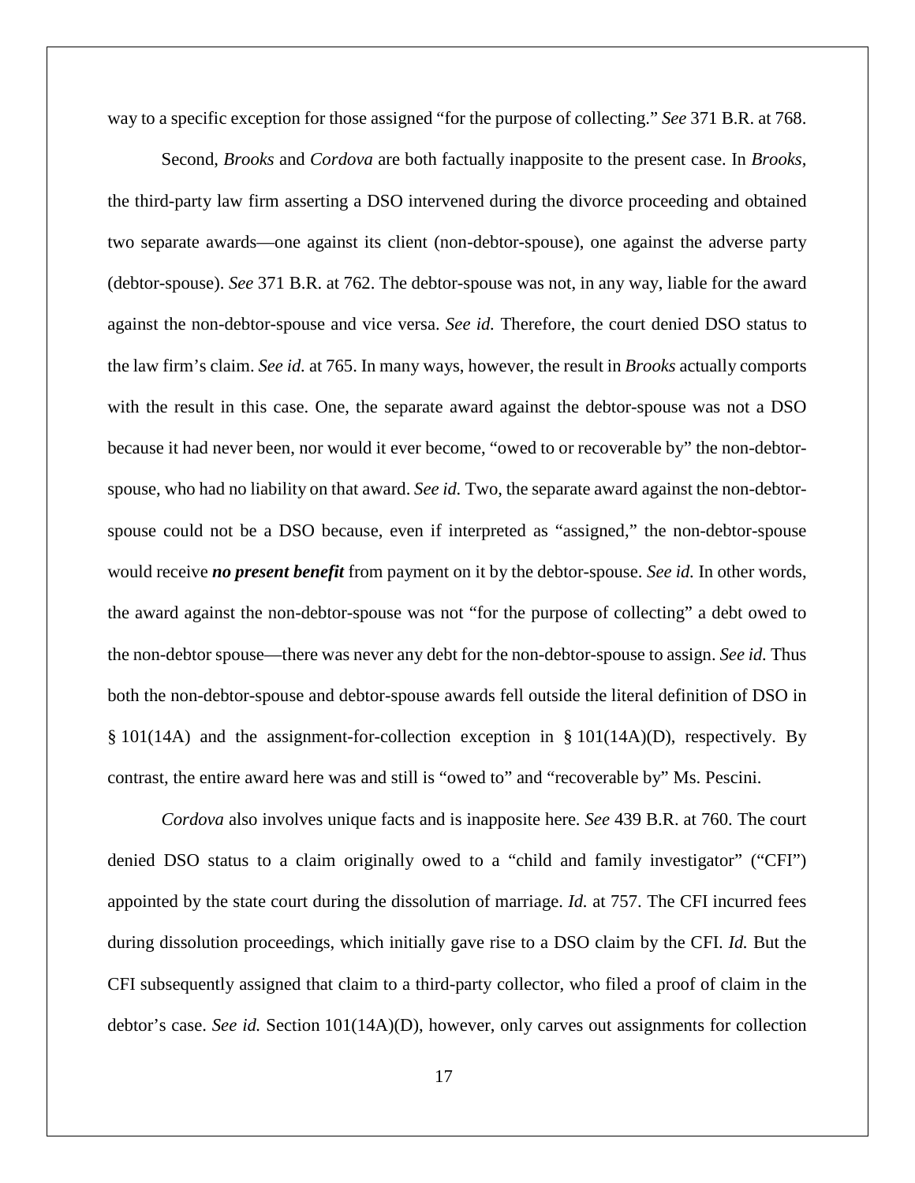way to a specific exception for those assigned "for the purpose of collecting." *See* 371 B.R. at 768.

Second, *Brooks* and *Cordova* are both factually inapposite to the present case. In *Brooks*, the third-party law firm asserting a DSO intervened during the divorce proceeding and obtained two separate awards—one against its client (non-debtor-spouse), one against the adverse party (debtor-spouse). *See* 371 B.R. at 762. The debtor-spouse was not, in any way, liable for the award against the non-debtor-spouse and vice versa. *See id.* Therefore, the court denied DSO status to the law firm's claim. *See id.* at 765. In many ways, however, the result in *Brooks* actually comports with the result in this case. One, the separate award against the debtor-spouse was not a DSO because it had never been, nor would it ever become, "owed to or recoverable by" the non-debtor-spouse, who had no liability on that award. *See id.* Two, the separate award against the non-debtor-spouse could not be a DSO because, even if interpreted as "assigned," the non-debtor-spouse would receive ***no present benefit*** from payment on it by the debtor-spouse. *See id.* In other words, the award against the non-debtor-spouse was not "for the purpose of collecting" a debt owed to the non-debtor spouse—there was never any debt for the non-debtor-spouse to assign. *See id.* Thus both the non-debtor-spouse and debtor-spouse awards fell outside the literal definition of DSO in § 101(14A) and the assignment-for-collection exception in § 101(14A)(D), respectively. By contrast, the entire award here was and still is "owed to" and "recoverable by" Ms. Pescini.

*Cordova* also involves unique facts and is inapposite here. *See* 439 B.R. at 760. The court denied DSO status to a claim originally owed to a "child and family investigator" ("CFI") appointed by the state court during the dissolution of marriage. *Id.* at 757. The CFI incurred fees during dissolution proceedings, which initially gave rise to a DSO claim by the CFI. *Id.* But the CFI subsequently assigned that claim to a third-party collector, who filed a proof of claim in the debtor's case. *See id.* Section 101(14A)(D), however, only carves out assignments for collection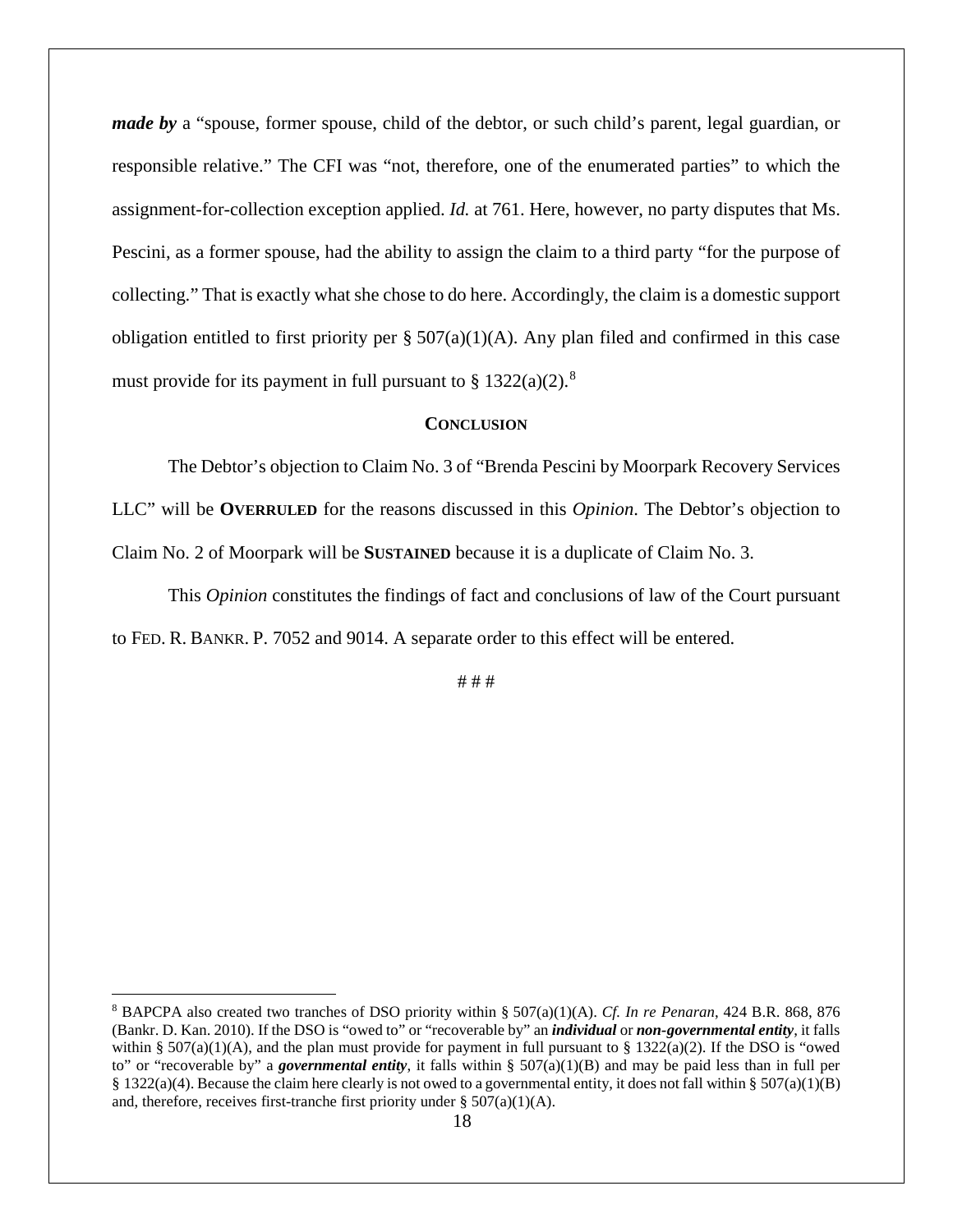***made by*** a "spouse, former spouse, child of the debtor, or such child's parent, legal guardian, or responsible relative." The CFI was "not, therefore, one of the enumerated parties" to which the assignment-for-collection exception applied. *Id.* at 761. Here, however, no party disputes that Ms. Pescini, as a former spouse, had the ability to assign the claim to a third party "for the purpose of collecting." That is exactly what she chose to do here. Accordingly, the claim is a domestic support obligation entitled to first priority per § 507(a)(1)(A). Any plan filed and confirmed in this case must provide for its payment in full pursuant to § 1322(a)(2).[8]

## CONCLUSION

The Debtor's objection to Claim No. 3 of "Brenda Pescini by Moorpark Recovery Services LLC" will be **OVERRULED** for the reasons discussed in this *Opinion*. The Debtor's objection to Claim No. 2 of Moorpark will be **SUSTAINED** because it is a duplicate of Claim No. 3.

This *Opinion* constitutes the findings of fact and conclusions of law of the Court pursuant to FED. R. BANKR. P. 7052 and 9014. A separate order to this effect will be entered.

# # #

[8] BAPCPA also created two tranches of DSO priority within § 507(a)(1)(A). *Cf. In re Penaran*, 424 B.R. 868, 876 (Bankr. D. Kan. 2010). If the DSO is "owed to" or "recoverable by" an ***individual*** or ***non-governmental entity***, it falls within § 507(a)(1)(A), and the plan must provide for payment in full pursuant to § 1322(a)(2). If the DSO is "owed to" or "recoverable by" a ***governmental entity***, it falls within § 507(a)(1)(B) and may be paid less than in full per § 1322(a)(4). Because the claim here clearly is not owed to a governmental entity, it does not fall within § 507(a)(1)(B) and, therefore, receives first-tranche first priority under § 507(a)(1)(A).